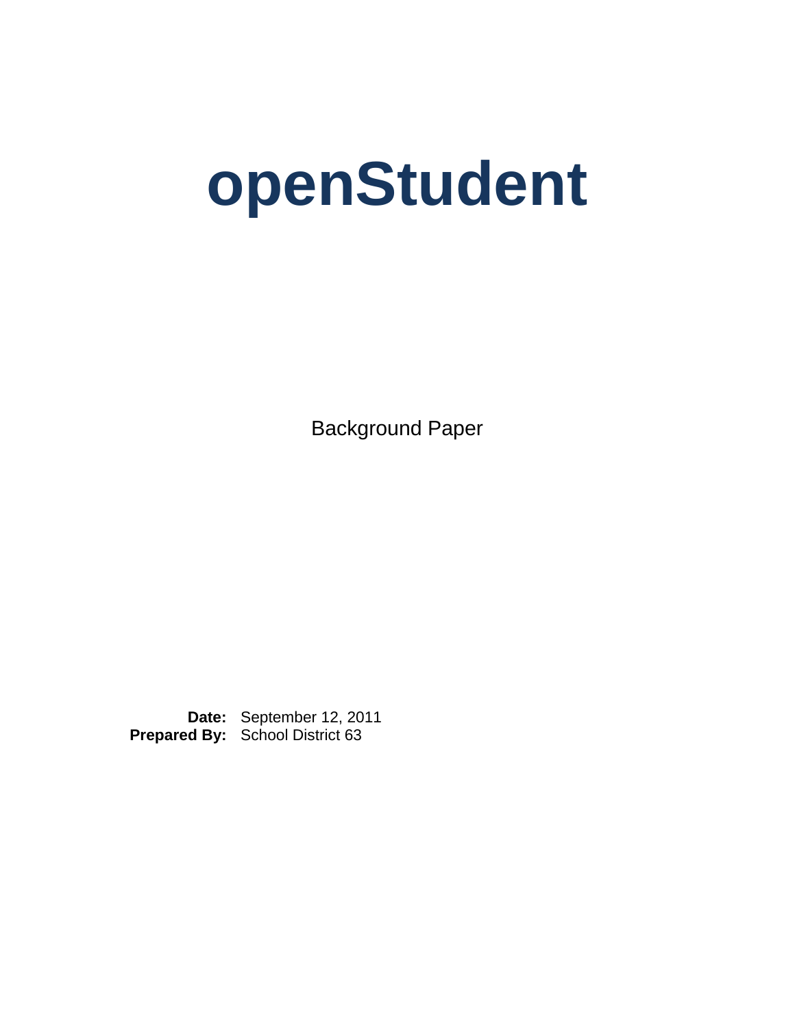# openStudent

Background Paper

**Date:** September 12, 2011
**Prepared By:** School District 63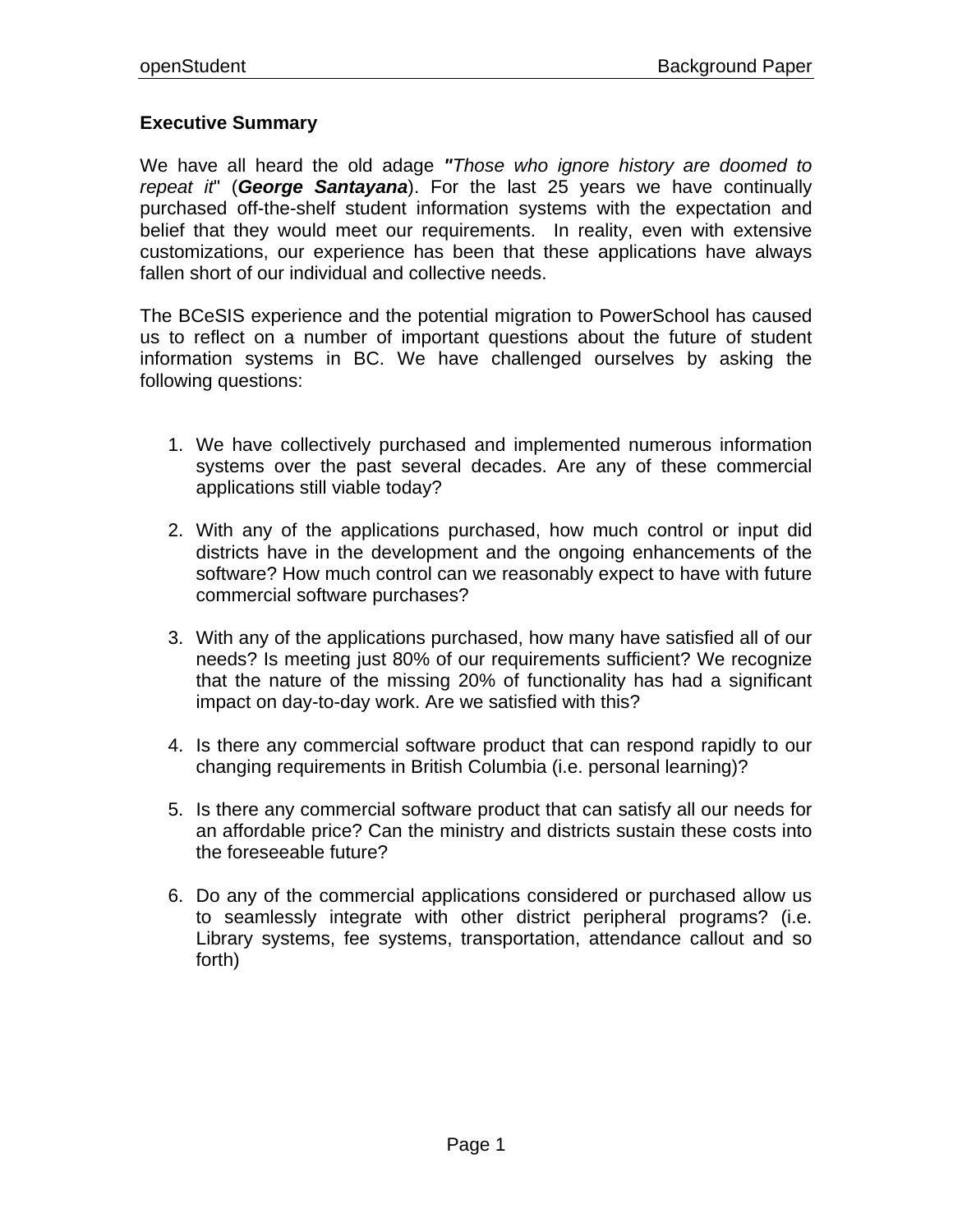## Executive Summary

We have all heard the old adage ***"****Those who ignore history are doomed to repeat it*" (***George Santayana***). For the last 25 years we have continually purchased off-the-shelf student information systems with the expectation and belief that they would meet our requirements. In reality, even with extensive customizations, our experience has been that these applications have always fallen short of our individual and collective needs.

The BCeSIS experience and the potential migration to PowerSchool has caused us to reflect on a number of important questions about the future of student information systems in BC. We have challenged ourselves by asking the following questions:

1. We have collectively purchased and implemented numerous information systems over the past several decades. Are any of these commercial applications still viable today?

2. With any of the applications purchased, how much control or input did districts have in the development and the ongoing enhancements of the software? How much control can we reasonably expect to have with future commercial software purchases?

3. With any of the applications purchased, how many have satisfied all of our needs? Is meeting just 80% of our requirements sufficient? We recognize that the nature of the missing 20% of functionality has had a significant impact on day-to-day work. Are we satisfied with this?

4. Is there any commercial software product that can respond rapidly to our changing requirements in British Columbia (i.e. personal learning)?

5. Is there any commercial software product that can satisfy all our needs for an affordable price? Can the ministry and districts sustain these costs into the foreseeable future?

6. Do any of the commercial applications considered or purchased allow us to seamlessly integrate with other district peripheral programs? (i.e. Library systems, fee systems, transportation, attendance callout and so forth)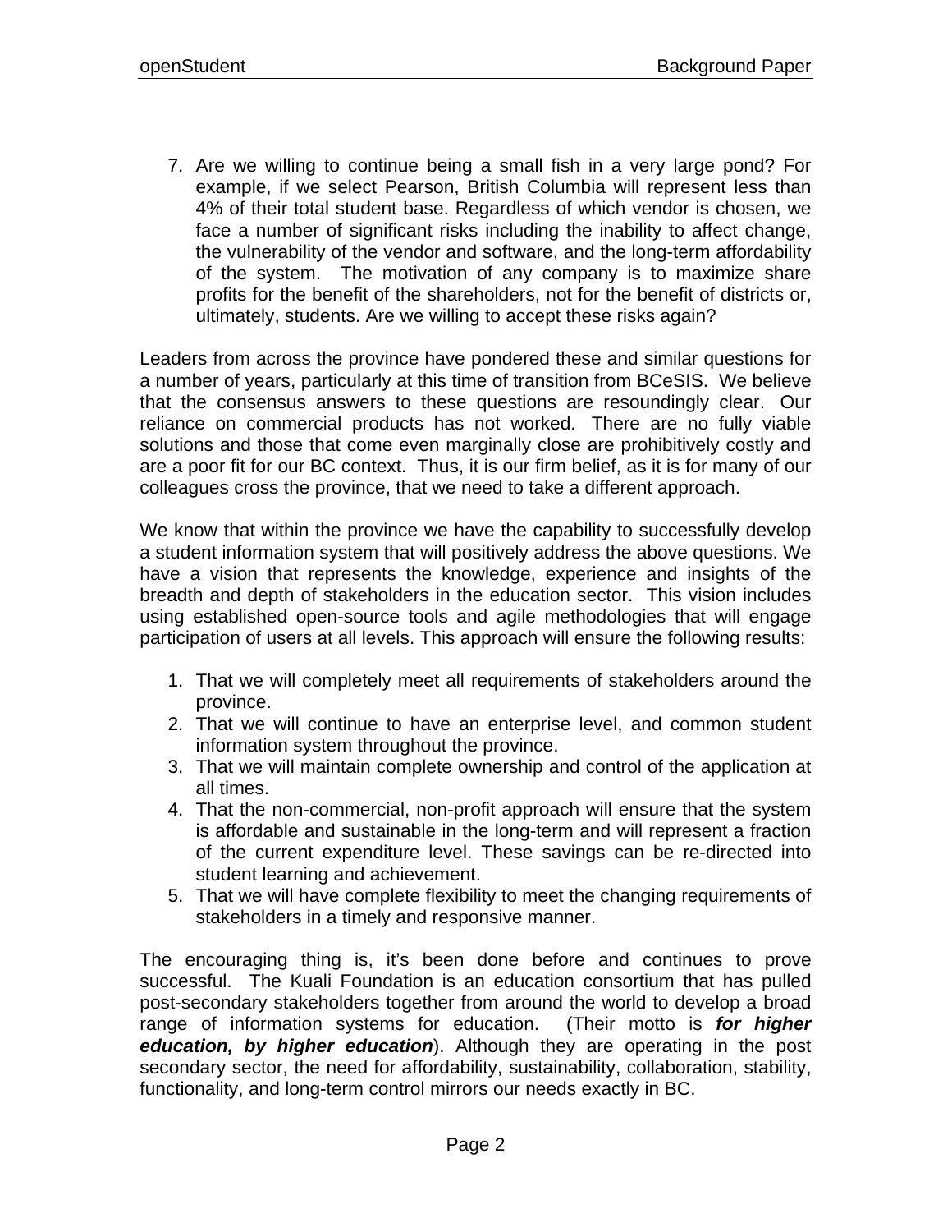7. Are we willing to continue being a small fish in a very large pond? For example, if we select Pearson, British Columbia will represent less than 4% of their total student base. Regardless of which vendor is chosen, we face a number of significant risks including the inability to affect change, the vulnerability of the vendor and software, and the long-term affordability of the system. The motivation of any company is to maximize share profits for the benefit of the shareholders, not for the benefit of districts or, ultimately, students. Are we willing to accept these risks again?

Leaders from across the province have pondered these and similar questions for a number of years, particularly at this time of transition from BCeSIS. We believe that the consensus answers to these questions are resoundingly clear. Our reliance on commercial products has not worked. There are no fully viable solutions and those that come even marginally close are prohibitively costly and are a poor fit for our BC context. Thus, it is our firm belief, as it is for many of our colleagues cross the province, that we need to take a different approach.

We know that within the province we have the capability to successfully develop a student information system that will positively address the above questions. We have a vision that represents the knowledge, experience and insights of the breadth and depth of stakeholders in the education sector. This vision includes using established open-source tools and agile methodologies that will engage participation of users at all levels. This approach will ensure the following results:

1. That we will completely meet all requirements of stakeholders around the province.
2. That we will continue to have an enterprise level, and common student information system throughout the province.
3. That we will maintain complete ownership and control of the application at all times.
4. That the non-commercial, non-profit approach will ensure that the system is affordable and sustainable in the long-term and will represent a fraction of the current expenditure level. These savings can be re-directed into student learning and achievement.
5. That we will have complete flexibility to meet the changing requirements of stakeholders in a timely and responsive manner.

The encouraging thing is, it's been done before and continues to prove successful. The Kuali Foundation is an education consortium that has pulled post-secondary stakeholders together from around the world to develop a broad range of information systems for education. (Their motto is ***for higher education, by higher education***). Although they are operating in the post secondary sector, the need for affordability, sustainability, collaboration, stability, functionality, and long-term control mirrors our needs exactly in BC.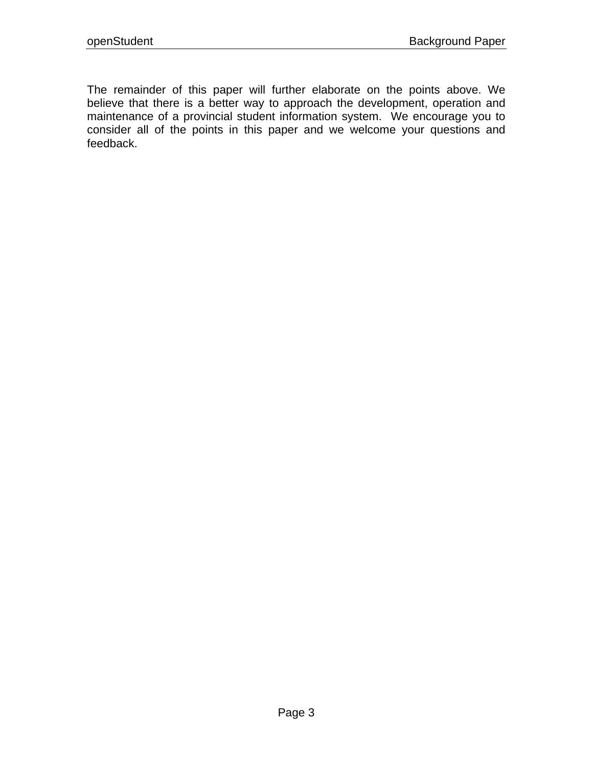The remainder of this paper will further elaborate on the points above. We believe that there is a better way to approach the development, operation and maintenance of a provincial student information system. We encourage you to consider all of the points in this paper and we welcome your questions and feedback.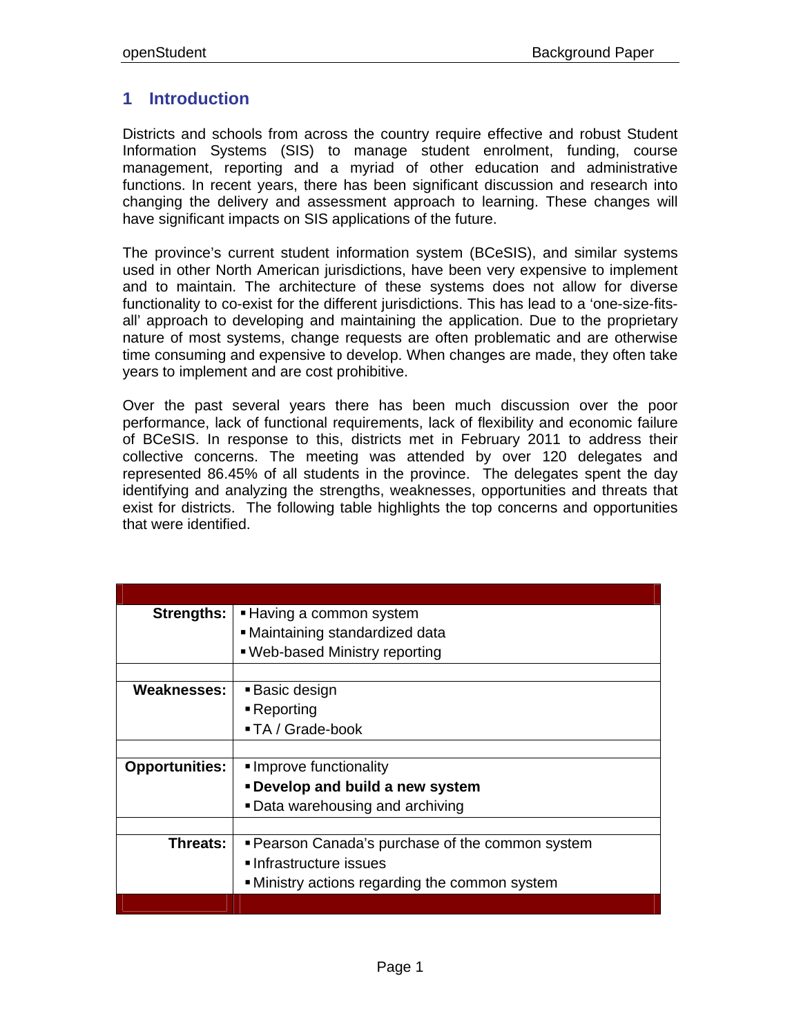## 1 Introduction

Districts and schools from across the country require effective and robust Student Information Systems (SIS) to manage student enrolment, funding, course management, reporting and a myriad of other education and administrative functions. In recent years, there has been significant discussion and research into changing the delivery and assessment approach to learning. These changes will have significant impacts on SIS applications of the future.

The province's current student information system (BCeSIS), and similar systems used in other North American jurisdictions, have been very expensive to implement and to maintain. The architecture of these systems does not allow for diverse functionality to co-exist for the different jurisdictions. This has lead to a 'one-size-fits-all' approach to developing and maintaining the application. Due to the proprietary nature of most systems, change requests are often problematic and are otherwise time consuming and expensive to develop. When changes are made, they often take years to implement and are cost prohibitive.

Over the past several years there has been much discussion over the poor performance, lack of functional requirements, lack of flexibility and economic failure of BCeSIS. In response to this, districts met in February 2011 to address their collective concerns. The meeting was attended by over 120 delegates and represented 86.45% of all students in the province. The delegates spent the day identifying and analyzing the strengths, weaknesses, opportunities and threats that exist for districts. The following table highlights the top concerns and opportunities that were identified.

| | |
|---|---|
| **Strengths:** | ▪ Having a common system<br>▪ Maintaining standardized data<br>▪ Web-based Ministry reporting |
| **Weaknesses:** | ▪ Basic design<br>▪ Reporting<br>▪ TA / Grade-book |
| **Opportunities:** | ▪ Improve functionality<br>▪ **Develop and build a new system**<br>▪ Data warehousing and archiving |
| **Threats:** | ▪ Pearson Canada's purchase of the common system<br>▪ Infrastructure issues<br>▪ Ministry actions regarding the common system |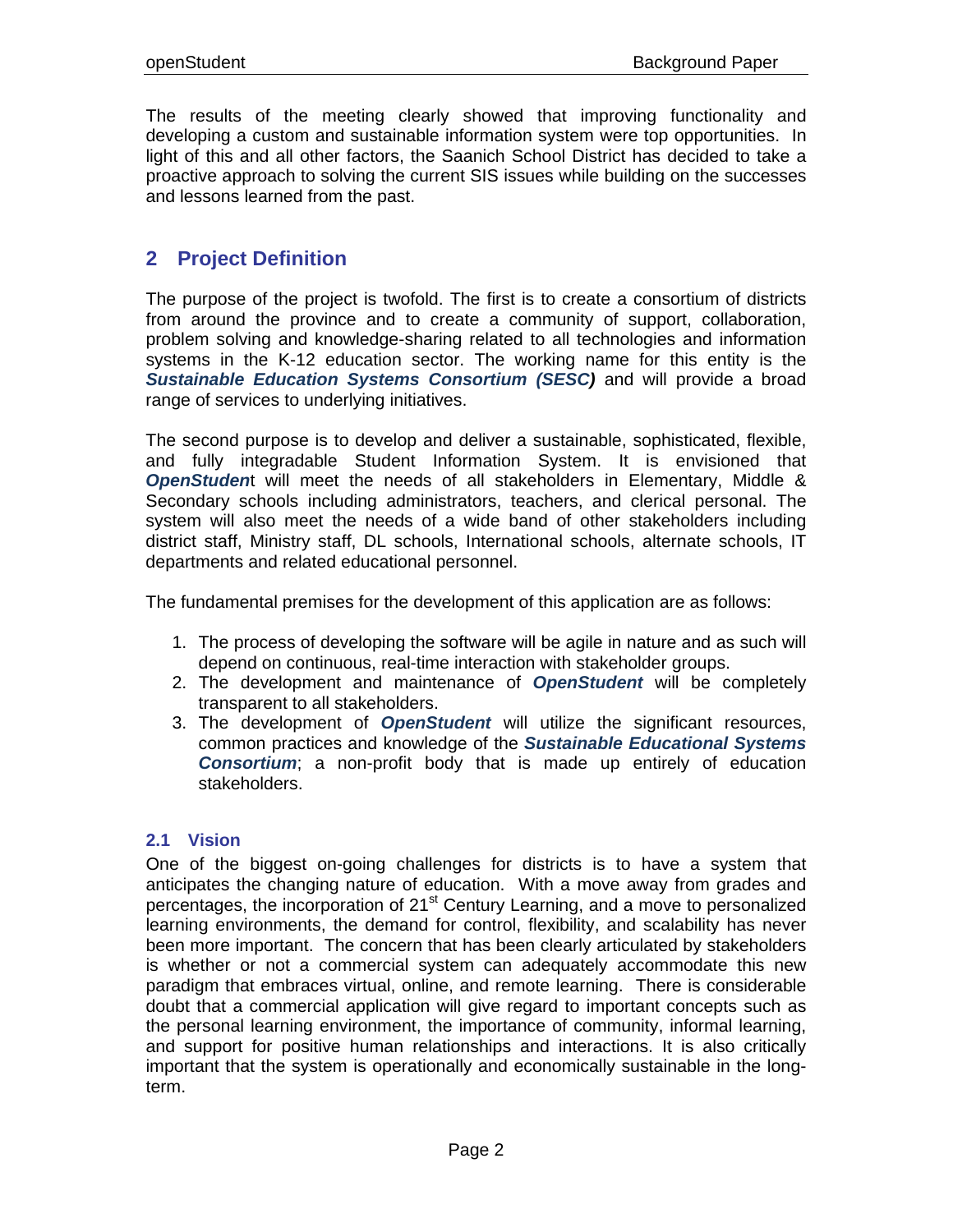The results of the meeting clearly showed that improving functionality and developing a custom and sustainable information system were top opportunities. In light of this and all other factors, the Saanich School District has decided to take a proactive approach to solving the current SIS issues while building on the successes and lessons learned from the past.

## 2 Project Definition

The purpose of the project is twofold. The first is to create a consortium of districts from around the province and to create a community of support, collaboration, problem solving and knowledge-sharing related to all technologies and information systems in the K-12 education sector. The working name for this entity is the ***Sustainable Education Systems Consortium (SESC)*** and will provide a broad range of services to underlying initiatives.

The second purpose is to develop and deliver a sustainable, sophisticated, flexible, and fully integradable Student Information System. It is envisioned that ***OpenStuden***t will meet the needs of all stakeholders in Elementary, Middle & Secondary schools including administrators, teachers, and clerical personal. The system will also meet the needs of a wide band of other stakeholders including district staff, Ministry staff, DL schools, International schools, alternate schools, IT departments and related educational personnel.

The fundamental premises for the development of this application are as follows:

1. The process of developing the software will be agile in nature and as such will depend on continuous, real-time interaction with stakeholder groups.
2. The development and maintenance of ***OpenStudent*** will be completely transparent to all stakeholders.
3. The development of ***OpenStudent*** will utilize the significant resources, common practices and knowledge of the ***Sustainable Educational Systems Consortium***; a non-profit body that is made up entirely of education stakeholders.

### 2.1 Vision

One of the biggest on-going challenges for districts is to have a system that anticipates the changing nature of education. With a move away from grades and percentages, the incorporation of 21st Century Learning, and a move to personalized learning environments, the demand for control, flexibility, and scalability has never been more important. The concern that has been clearly articulated by stakeholders is whether or not a commercial system can adequately accommodate this new paradigm that embraces virtual, online, and remote learning. There is considerable doubt that a commercial application will give regard to important concepts such as the personal learning environment, the importance of community, informal learning, and support for positive human relationships and interactions. It is also critically important that the system is operationally and economically sustainable in the long-term.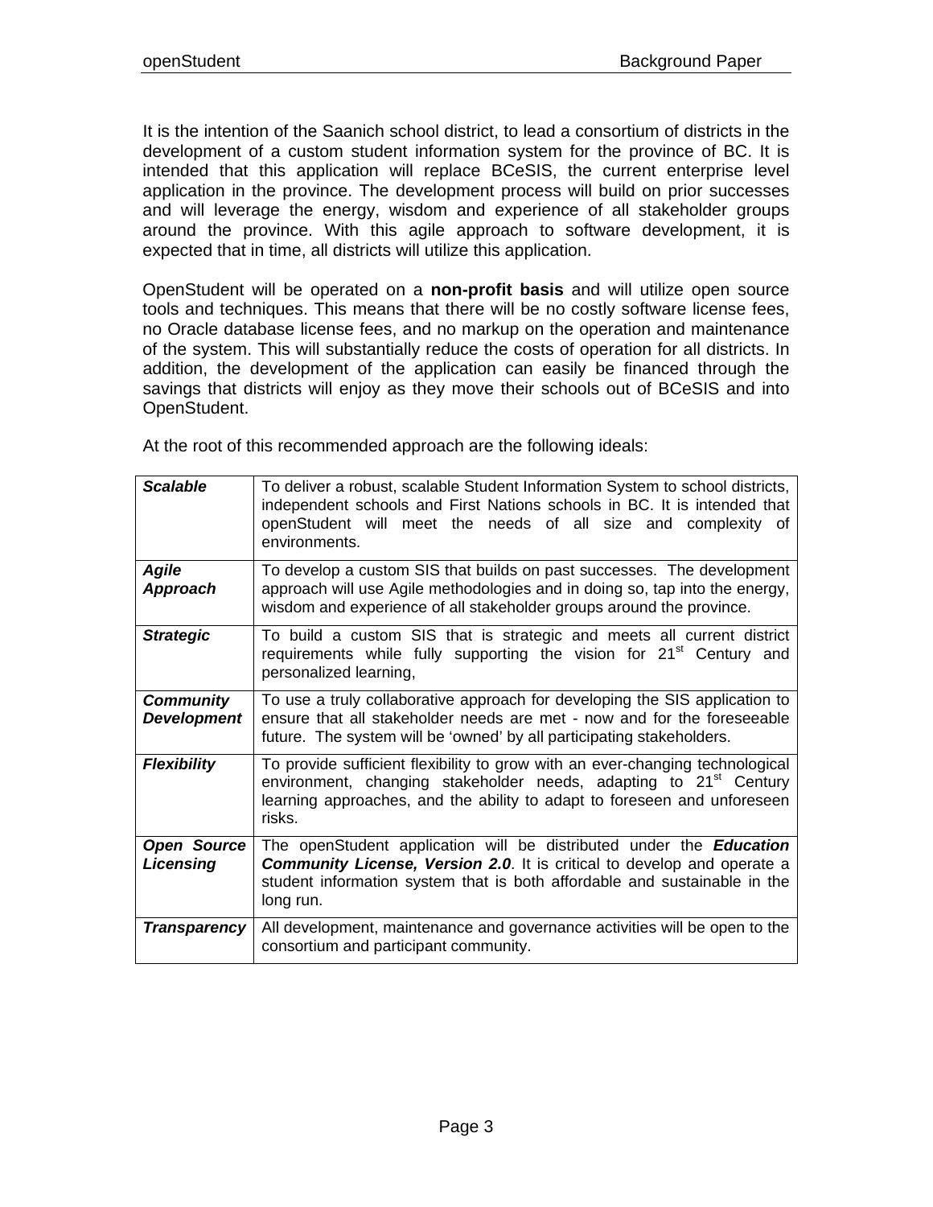It is the intention of the Saanich school district, to lead a consortium of districts in the development of a custom student information system for the province of BC. It is intended that this application will replace BCeSIS, the current enterprise level application in the province. The development process will build on prior successes and will leverage the energy, wisdom and experience of all stakeholder groups around the province. With this agile approach to software development, it is expected that in time, all districts will utilize this application.

OpenStudent will be operated on a **non-profit basis** and will utilize open source tools and techniques. This means that there will be no costly software license fees, no Oracle database license fees, and no markup on the operation and maintenance of the system. This will substantially reduce the costs of operation for all districts. In addition, the development of the application can easily be financed through the savings that districts will enjoy as they move their schools out of BCeSIS and into OpenStudent.

At the root of this recommended approach are the following ideals:

| | |
|---|---|
| ***Scalable*** | To deliver a robust, scalable Student Information System to school districts, independent schools and First Nations schools in BC. It is intended that openStudent will meet the needs of all size and complexity of environments. |
| ***Agile Approach*** | To develop a custom SIS that builds on past successes. The development approach will use Agile methodologies and in doing so, tap into the energy, wisdom and experience of all stakeholder groups around the province. |
| ***Strategic*** | To build a custom SIS that is strategic and meets all current district requirements while fully supporting the vision for 21st Century and personalized learning, |
| ***Community Development*** | To use a truly collaborative approach for developing the SIS application to ensure that all stakeholder needs are met - now and for the foreseeable future. The system will be 'owned' by all participating stakeholders. |
| ***Flexibility*** | To provide sufficient flexibility to grow with an ever-changing technological environment, changing stakeholder needs, adapting to 21st Century learning approaches, and the ability to adapt to foreseen and unforeseen risks. |
| ***Open Source Licensing*** | The openStudent application will be distributed under the ***Education Community License, Version 2.0***. It is critical to develop and operate a student information system that is both affordable and sustainable in the long run. |
| ***Transparency*** | All development, maintenance and governance activities will be open to the consortium and participant community. |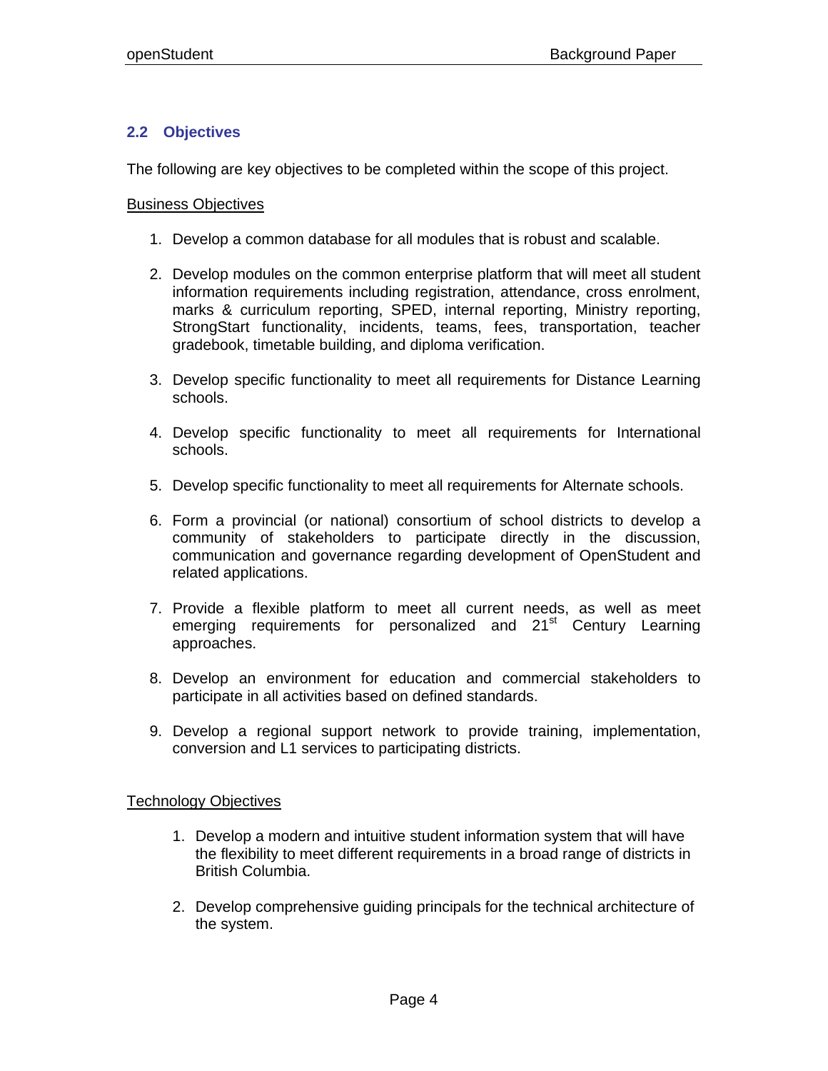## 2.2 Objectives

The following are key objectives to be completed within the scope of this project.

Business Objectives

1. Develop a common database for all modules that is robust and scalable.

2. Develop modules on the common enterprise platform that will meet all student information requirements including registration, attendance, cross enrolment, marks & curriculum reporting, SPED, internal reporting, Ministry reporting, StrongStart functionality, incidents, teams, fees, transportation, teacher gradebook, timetable building, and diploma verification.

3. Develop specific functionality to meet all requirements for Distance Learning schools.

4. Develop specific functionality to meet all requirements for International schools.

5. Develop specific functionality to meet all requirements for Alternate schools.

6. Form a provincial (or national) consortium of school districts to develop a community of stakeholders to participate directly in the discussion, communication and governance regarding development of OpenStudent and related applications.

7. Provide a flexible platform to meet all current needs, as well as meet emerging requirements for personalized and 21st Century Learning approaches.

8. Develop an environment for education and commercial stakeholders to participate in all activities based on defined standards.

9. Develop a regional support network to provide training, implementation, conversion and L1 services to participating districts.

Technology Objectives

1. Develop a modern and intuitive student information system that will have the flexibility to meet different requirements in a broad range of districts in British Columbia.

2. Develop comprehensive guiding principals for the technical architecture of the system.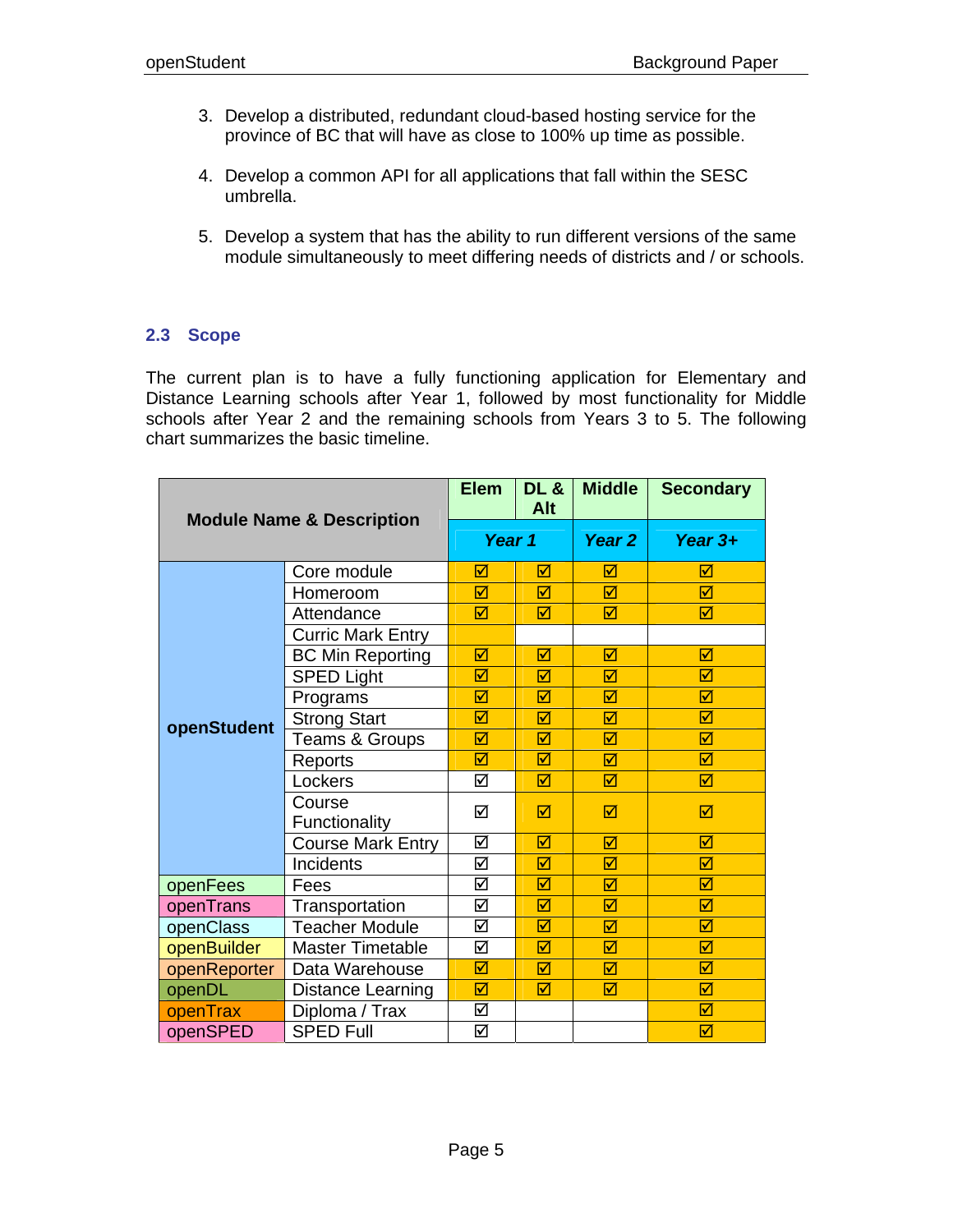3. Develop a distributed, redundant cloud-based hosting service for the province of BC that will have as close to 100% up time as possible.

4. Develop a common API for all applications that fall within the SESC umbrella.

5. Develop a system that has the ability to run different versions of the same module simultaneously to meet differing needs of districts and / or schools.

## 2.3 Scope

The current plan is to have a fully functioning application for Elementary and Distance Learning schools after Year 1, followed by most functionality for Middle schools after Year 2 and the remaining schools from Years 3 to 5. The following chart summarizes the basic timeline.

| Module Name & Description | | Elem | DL & Alt | Middle | Secondary |
|---|---|---|---|---|---|
| | | ***Year 1*** | | ***Year 2*** | ***Year 3+*** |
| **openStudent** | Core module | ☑ | ☑ | ☑ | ☑ |
| | Homeroom | ☑ | ☑ | ☑ | ☑ |
| | Attendance | ☑ | ☑ | ☑ | ☑ |
| | Curric Mark Entry | | | | |
| | BC Min Reporting | ☑ | ☑ | ☑ | ☑ |
| | SPED Light | ☑ | ☑ | ☑ | ☑ |
| | Programs | ☑ | ☑ | ☑ | ☑ |
| | Strong Start | ☑ | ☑ | ☑ | ☑ |
| | Teams & Groups | ☑ | ☑ | ☑ | ☑ |
| | Reports | ☑ | ☑ | ☑ | ☑ |
| | Lockers | ☑ | ☑ | ☑ | ☑ |
| | Course Functionality | ☑ | ☑ | ☑ | ☑ |
| | Course Mark Entry | ☑ | ☑ | ☑ | ☑ |
| | Incidents | ☑ | ☑ | ☑ | ☑ |
| openFees | Fees | ☑ | ☑ | ☑ | ☑ |
| openTrans | Transportation | ☑ | ☑ | ☑ | ☑ |
| openClass | Teacher Module | ☑ | ☑ | ☑ | ☑ |
| openBuilder | Master Timetable | ☑ | ☑ | ☑ | ☑ |
| openReporter | Data Warehouse | ☑ | ☑ | ☑ | ☑ |
| openDL | Distance Learning | ☑ | ☑ | ☑ | ☑ |
| openTrax | Diploma / Trax | ☑ | | | ☑ |
| openSPED | SPED Full | ☑ | | | ☑ |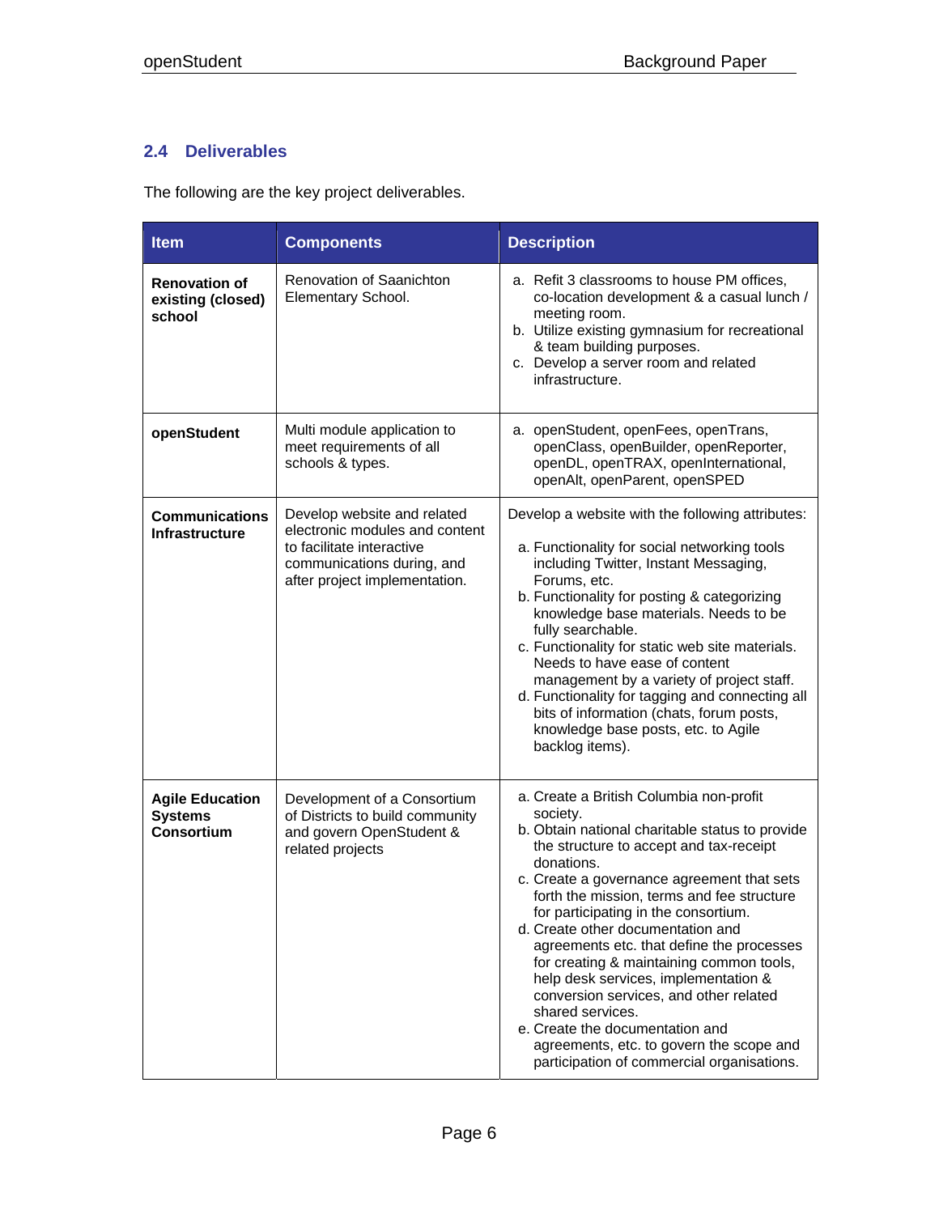### 2.4 Deliverables

The following are the key project deliverables.

| Item | Components | Description |
|---|---|---|
| **Renovation of existing (closed) school** | Renovation of Saanichton Elementary School. | a. Refit 3 classrooms to house PM offices, co-location development & a casual lunch / meeting room.<br>b. Utilize existing gymnasium for recreational & team building purposes.<br>c. Develop a server room and related infrastructure. |
| **openStudent** | Multi module application to meet requirements of all schools & types. | a. openStudent, openFees, openTrans, openClass, openBuilder, openReporter, openDL, openTRAX, openInternational, openAlt, openParent, openSPED |
| **Communications Infrastructure** | Develop website and related electronic modules and content to facilitate interactive communications during, and after project implementation. | Develop a website with the following attributes:<br><br>a. Functionality for social networking tools including Twitter, Instant Messaging, Forums, etc.<br>b. Functionality for posting & categorizing knowledge base materials. Needs to be fully searchable.<br>c. Functionality for static web site materials. Needs to have ease of content management by a variety of project staff.<br>d. Functionality for tagging and connecting all bits of information (chats, forum posts, knowledge base posts, etc. to Agile backlog items). |
| **Agile Education Systems Consortium** | Development of a Consortium of Districts to build community and govern OpenStudent & related projects | a. Create a British Columbia non-profit society.<br>b. Obtain national charitable status to provide the structure to accept and tax-receipt donations.<br>c. Create a governance agreement that sets forth the mission, terms and fee structure for participating in the consortium.<br>d. Create other documentation and agreements etc. that define the processes for creating & maintaining common tools, help desk services, implementation & conversion services, and other related shared services.<br>e. Create the documentation and agreements, etc. to govern the scope and participation of commercial organisations. |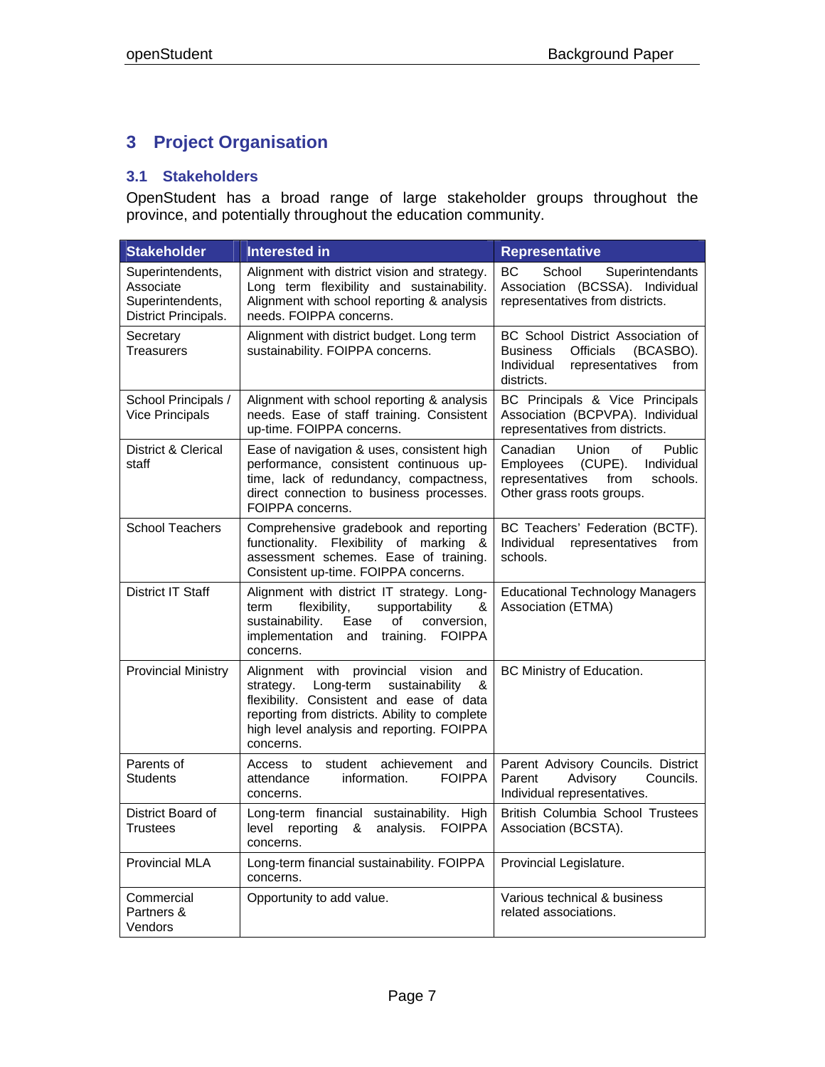# 3 Project Organisation

## 3.1 Stakeholders

OpenStudent has a broad range of large stakeholder groups throughout the province, and potentially throughout the education community.

| Stakeholder | Interested in | Representative |
|---|---|---|
| Superintendents, Associate Superintendents, District Principals. | Alignment with district vision and strategy. Long term flexibility and sustainability. Alignment with school reporting & analysis needs. FOIPPA concerns. | BC School Superintendants Association (BCSSA). Individual representatives from districts. |
| Secretary Treasurers | Alignment with district budget. Long term sustainability. FOIPPA concerns. | BC School District Association of Business Officials (BCASBO). Individual representatives from districts. |
| School Principals / Vice Principals | Alignment with school reporting & analysis needs. Ease of staff training. Consistent up-time. FOIPPA concerns. | BC Principals & Vice Principals Association (BCPVPA). Individual representatives from districts. |
| District & Clerical staff | Ease of navigation & uses, consistent high performance, consistent continuous up-time, lack of redundancy, compactness, direct connection to business processes. FOIPPA concerns. | Canadian Union of Public Employees (CUPE). Individual representatives from schools. Other grass roots groups. |
| School Teachers | Comprehensive gradebook and reporting functionality. Flexibility of marking & assessment schemes. Ease of training. Consistent up-time. FOIPPA concerns. | BC Teachers' Federation (BCTF). Individual representatives from schools. |
| District IT Staff | Alignment with district IT strategy. Long-term flexibility, supportability & sustainability. Ease of conversion, implementation and training. FOIPPA concerns. | Educational Technology Managers Association (ETMA) |
| Provincial Ministry | Alignment with provincial vision and strategy. Long-term sustainability & flexibility. Consistent and ease of data reporting from districts. Ability to complete high level analysis and reporting. FOIPPA concerns. | BC Ministry of Education. |
| Parents of Students | Access to student achievement and attendance information. FOIPPA concerns. | Parent Advisory Councils. District Parent Advisory Councils. Individual representatives. |
| District Board of Trustees | Long-term financial sustainability. High level reporting & analysis. FOIPPA concerns. | British Columbia School Trustees Association (BCSTA). |
| Provincial MLA | Long-term financial sustainability. FOIPPA concerns. | Provincial Legislature. |
| Commercial Partners & Vendors | Opportunity to add value. | Various technical & business related associations. |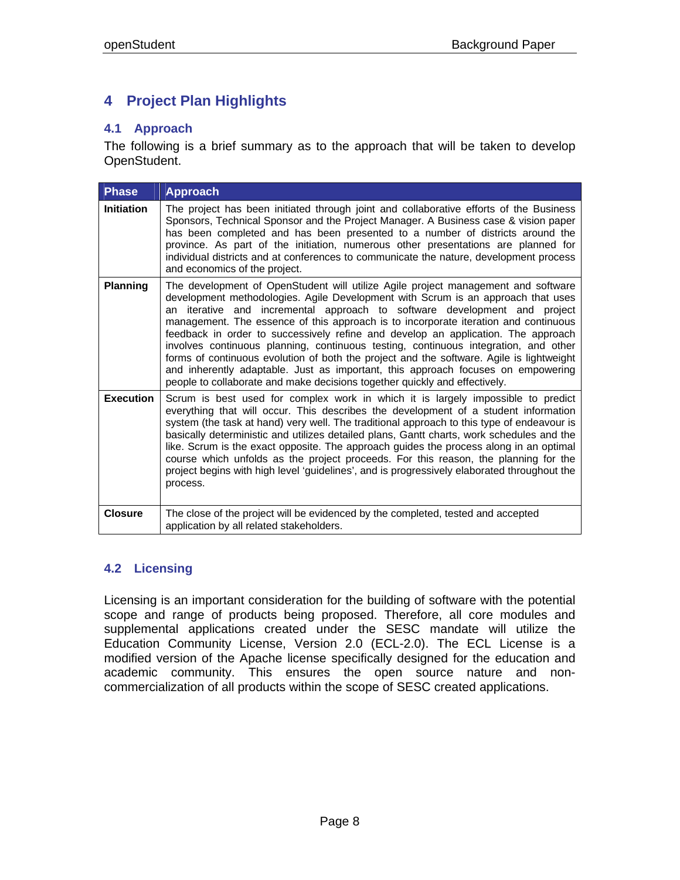# 4 Project Plan Highlights

## 4.1 Approach

The following is a brief summary as to the approach that will be taken to develop OpenStudent.

| Phase | Approach |
| --- | --- |
| **Initiation** | The project has been initiated through joint and collaborative efforts of the Business Sponsors, Technical Sponsor and the Project Manager. A Business case & vision paper has been completed and has been presented to a number of districts around the province. As part of the initiation, numerous other presentations are planned for individual districts and at conferences to communicate the nature, development process and economics of the project. |
| **Planning** | The development of OpenStudent will utilize Agile project management and software development methodologies. Agile Development with Scrum is an approach that uses an iterative and incremental approach to software development and project management. The essence of this approach is to incorporate iteration and continuous feedback in order to successively refine and develop an application. The approach involves continuous planning, continuous testing, continuous integration, and other forms of continuous evolution of both the project and the software. Agile is lightweight and inherently adaptable. Just as important, this approach focuses on empowering people to collaborate and make decisions together quickly and effectively. |
| **Execution** | Scrum is best used for complex work in which it is largely impossible to predict everything that will occur. This describes the development of a student information system (the task at hand) very well. The traditional approach to this type of endeavour is basically deterministic and utilizes detailed plans, Gantt charts, work schedules and the like. Scrum is the exact opposite. The approach guides the process along in an optimal course which unfolds as the project proceeds. For this reason, the planning for the project begins with high level 'guidelines', and is progressively elaborated throughout the process. |
| **Closure** | The close of the project will be evidenced by the completed, tested and accepted application by all related stakeholders. |

## 4.2 Licensing

Licensing is an important consideration for the building of software with the potential scope and range of products being proposed. Therefore, all core modules and supplemental applications created under the SESC mandate will utilize the Education Community License, Version 2.0 (ECL-2.0). The ECL License is a modified version of the Apache license specifically designed for the education and academic community. This ensures the open source nature and non-commercialization of all products within the scope of SESC created applications.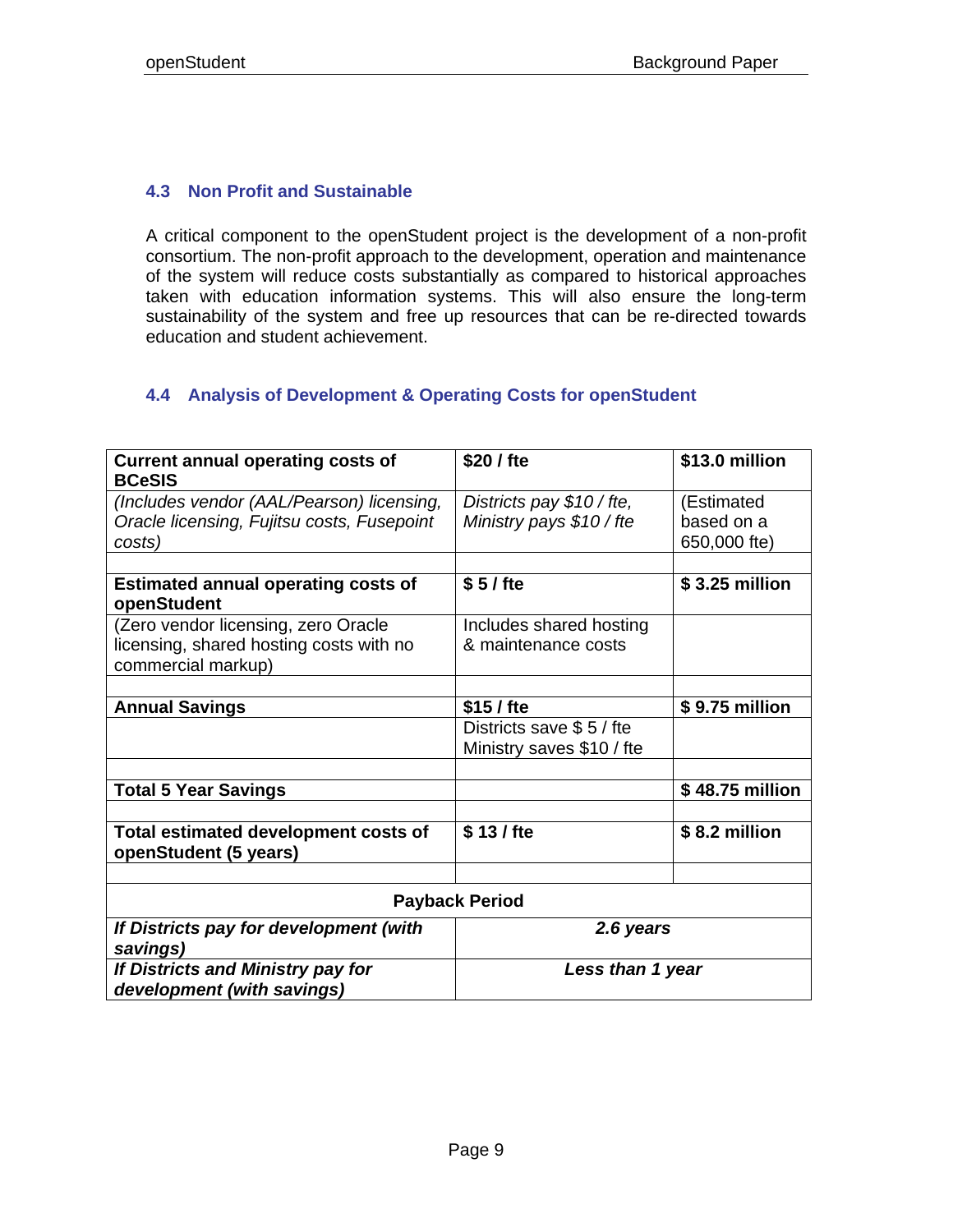### 4.3 Non Profit and Sustainable

A critical component to the openStudent project is the development of a non-profit consortium. The non-profit approach to the development, operation and maintenance of the system will reduce costs substantially as compared to historical approaches taken with education information systems. This will also ensure the long-term sustainability of the system and free up resources that can be re-directed towards education and student achievement.

### 4.4 Analysis of Development & Operating Costs for openStudent

| **Current annual operating costs of BCeSIS** | **$20 / fte** | **$13.0 million** |
|---|---|---|
| *(Includes vendor (AAL/Pearson) licensing, Oracle licensing, Fujitsu costs, Fusepoint costs)* | *Districts pay $10 / fte, Ministry pays $10 / fte* | (Estimated based on a 650,000 fte) |
| | | |
| **Estimated annual operating costs of openStudent** | **$ 5 / fte** | **$ 3.25 million** |
| (Zero vendor licensing, zero Oracle licensing, shared hosting costs with no commercial markup) | Includes shared hosting & maintenance costs | |
| | | |
| **Annual Savings** | **$15 / fte** | **$ 9.75 million** |
| | Districts save $ 5 / fte<br>Ministry saves $10 / fte | |
| | | |
| **Total 5 Year Savings** | | **$ 48.75 million** |
| | | |
| **Total estimated development costs of openStudent (5 years)** | **$ 13 / fte** | **$ 8.2 million** |
| | | |
| **Payback Period** | | |
| ***If Districts pay for development (with savings)*** | ***2.6 years*** | |
| ***If Districts and Ministry pay for development (with savings)*** | ***Less than 1 year*** | |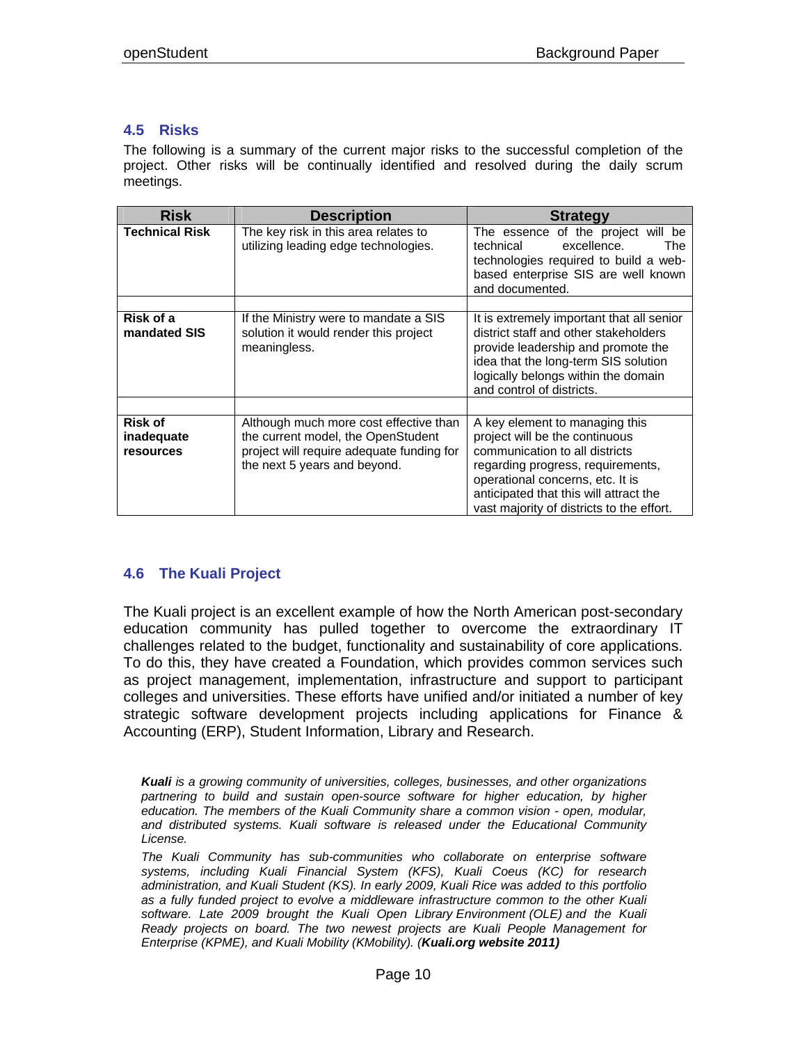### 4.5 Risks

The following is a summary of the current major risks to the successful completion of the project. Other risks will be continually identified and resolved during the daily scrum meetings.

| Risk | Description | Strategy |
|---|---|---|
| **Technical Risk** | The key risk in this area relates to utilizing leading edge technologies. | The essence of the project will be technical excellence. The technologies required to build a web-based enterprise SIS are well known and documented. |
| | | |
| **Risk of a mandated SIS** | If the Ministry were to mandate a SIS solution it would render this project meaningless. | It is extremely important that all senior district staff and other stakeholders provide leadership and promote the idea that the long-term SIS solution logically belongs within the domain and control of districts. |
| | | |
| **Risk of inadequate resources** | Although much more cost effective than the current model, the OpenStudent project will require adequate funding for the next 5 years and beyond. | A key element to managing this project will be the continuous communication to all districts regarding progress, requirements, operational concerns, etc. It is anticipated that this will attract the vast majority of districts to the effort. |

### 4.6 The Kuali Project

The Kuali project is an excellent example of how the North American post-secondary education community has pulled together to overcome the extraordinary IT challenges related to the budget, functionality and sustainability of core applications. To do this, they have created a Foundation, which provides common services such as project management, implementation, infrastructure and support to participant colleges and universities. These efforts have unified and/or initiated a number of key strategic software development projects including applications for Finance & Accounting (ERP), Student Information, Library and Research.

> ***Kuali** is a growing community of universities, colleges, businesses, and other organizations partnering to build and sustain open-source software for higher education, by higher education. The members of the Kuali Community share a common vision - open, modular, and distributed systems. Kuali software is released under the Educational Community License.*
>
> *The Kuali Community has sub-communities who collaborate on enterprise software systems, including Kuali Financial System (KFS), Kuali Coeus (KC) for research administration, and Kuali Student (KS). In early 2009, Kuali Rice was added to this portfolio as a fully funded project to evolve a middleware infrastructure common to the other Kuali software. Late 2009 brought the Kuali Open Library Environment (OLE) and the Kuali Ready projects on board. The two newest projects are Kuali People Management for Enterprise (KPME), and Kuali Mobility (KMobility). (**Kuali.org website 2011)***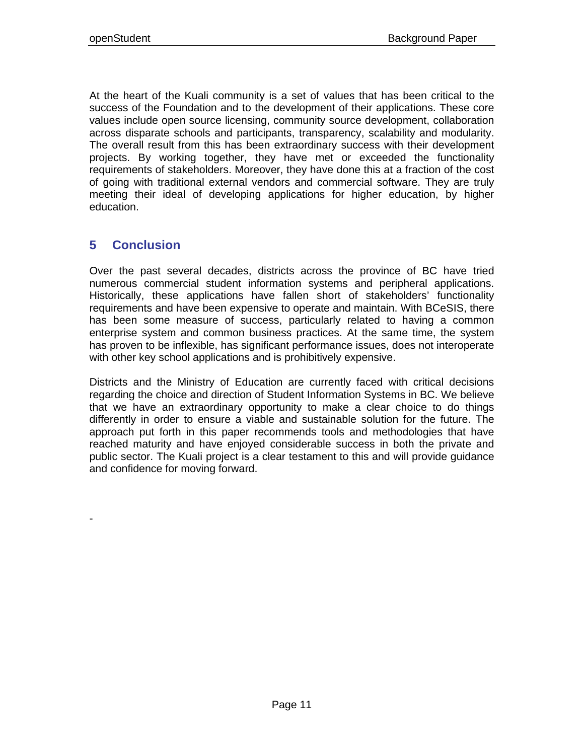At the heart of the Kuali community is a set of values that has been critical to the success of the Foundation and to the development of their applications. These core values include open source licensing, community source development, collaboration across disparate schools and participants, transparency, scalability and modularity. The overall result from this has been extraordinary success with their development projects. By working together, they have met or exceeded the functionality requirements of stakeholders. Moreover, they have done this at a fraction of the cost of going with traditional external vendors and commercial software. They are truly meeting their ideal of developing applications for higher education, by higher education.

## 5 Conclusion

Over the past several decades, districts across the province of BC have tried numerous commercial student information systems and peripheral applications. Historically, these applications have fallen short of stakeholders' functionality requirements and have been expensive to operate and maintain. With BCeSIS, there has been some measure of success, particularly related to having a common enterprise system and common business practices. At the same time, the system has proven to be inflexible, has significant performance issues, does not interoperate with other key school applications and is prohibitively expensive.

Districts and the Ministry of Education are currently faced with critical decisions regarding the choice and direction of Student Information Systems in BC. We believe that we have an extraordinary opportunity to make a clear choice to do things differently in order to ensure a viable and sustainable solution for the future. The approach put forth in this paper recommends tools and methodologies that have reached maturity and have enjoyed considerable success in both the private and public sector. The Kuali project is a clear testament to this and will provide guidance and confidence for moving forward.

-